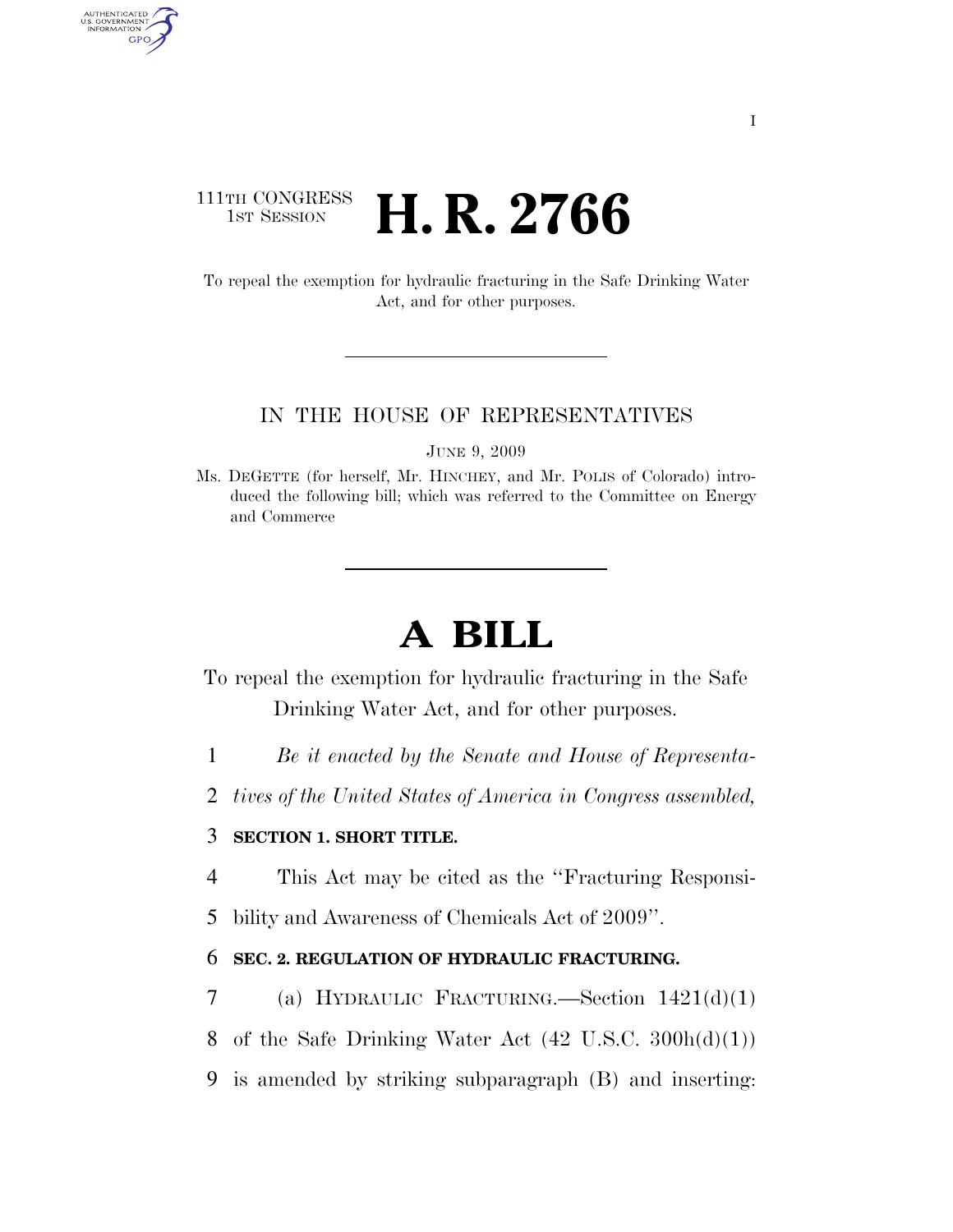111TH CONGRESS
1ST SESSION

# H. R. 2766

To repeal the exemption for hydraulic fracturing in the Safe Drinking Water Act, and for other purposes.

IN THE HOUSE OF REPRESENTATIVES

JUNE 9, 2009

Ms. DEGETTE (for herself, Mr. HINCHEY, and Mr. POLIS of Colorado) introduced the following bill; which was referred to the Committee on Energy and Commerce

# A BILL

To repeal the exemption for hydraulic fracturing in the Safe Drinking Water Act, and for other purposes.

1 *Be it enacted by the Senate and House of Representa-*
2 *tives of the United States of America in Congress assembled,*

3 **SECTION 1. SHORT TITLE.**

4 This Act may be cited as the ''Fracturing Responsi-
5 bility and Awareness of Chemicals Act of 2009''.

6 **SEC. 2. REGULATION OF HYDRAULIC FRACTURING.**

7 (a) HYDRAULIC FRACTURING.—Section 1421(d)(1)
8 of the Safe Drinking Water Act (42 U.S.C. 300h(d)(1))
9 is amended by striking subparagraph (B) and inserting: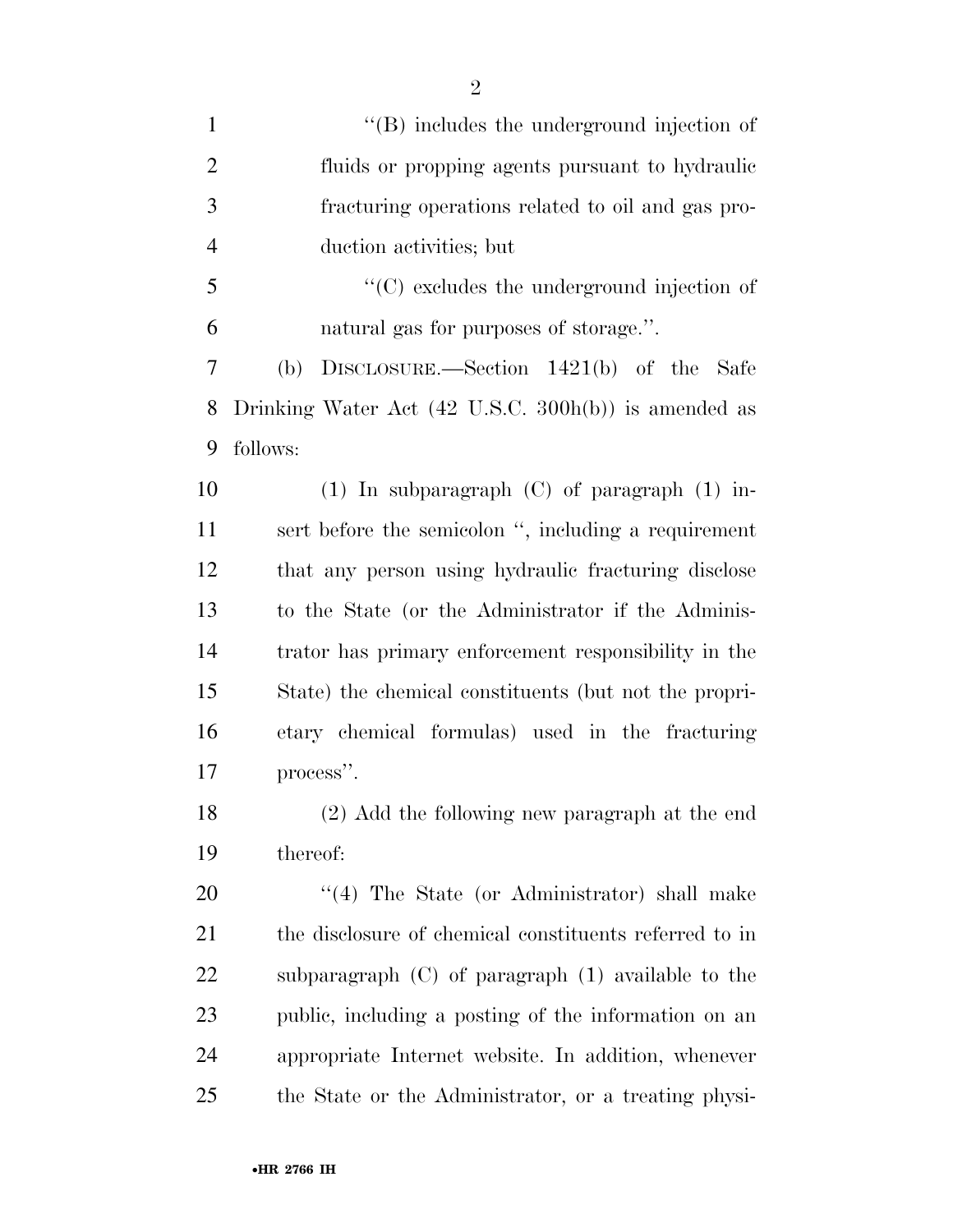"(B) includes the underground injection of fluids or propping agents pursuant to hydraulic fracturing operations related to oil and gas production activities; but

"(C) excludes the underground injection of natural gas for purposes of storage.".

(b) DISCLOSURE.—Section 1421(b) of the Safe Drinking Water Act (42 U.S.C. 300h(b)) is amended as follows:

(1) In subparagraph (C) of paragraph (1) insert before the semicolon ", including a requirement that any person using hydraulic fracturing disclose to the State (or the Administrator if the Administrator has primary enforcement responsibility in the State) the chemical constituents (but not the proprietary chemical formulas) used in the fracturing process".

(2) Add the following new paragraph at the end thereof:

"(4) The State (or Administrator) shall make the disclosure of chemical constituents referred to in subparagraph (C) of paragraph (1) available to the public, including a posting of the information on an appropriate Internet website. In addition, whenever the State or the Administrator, or a treating physi-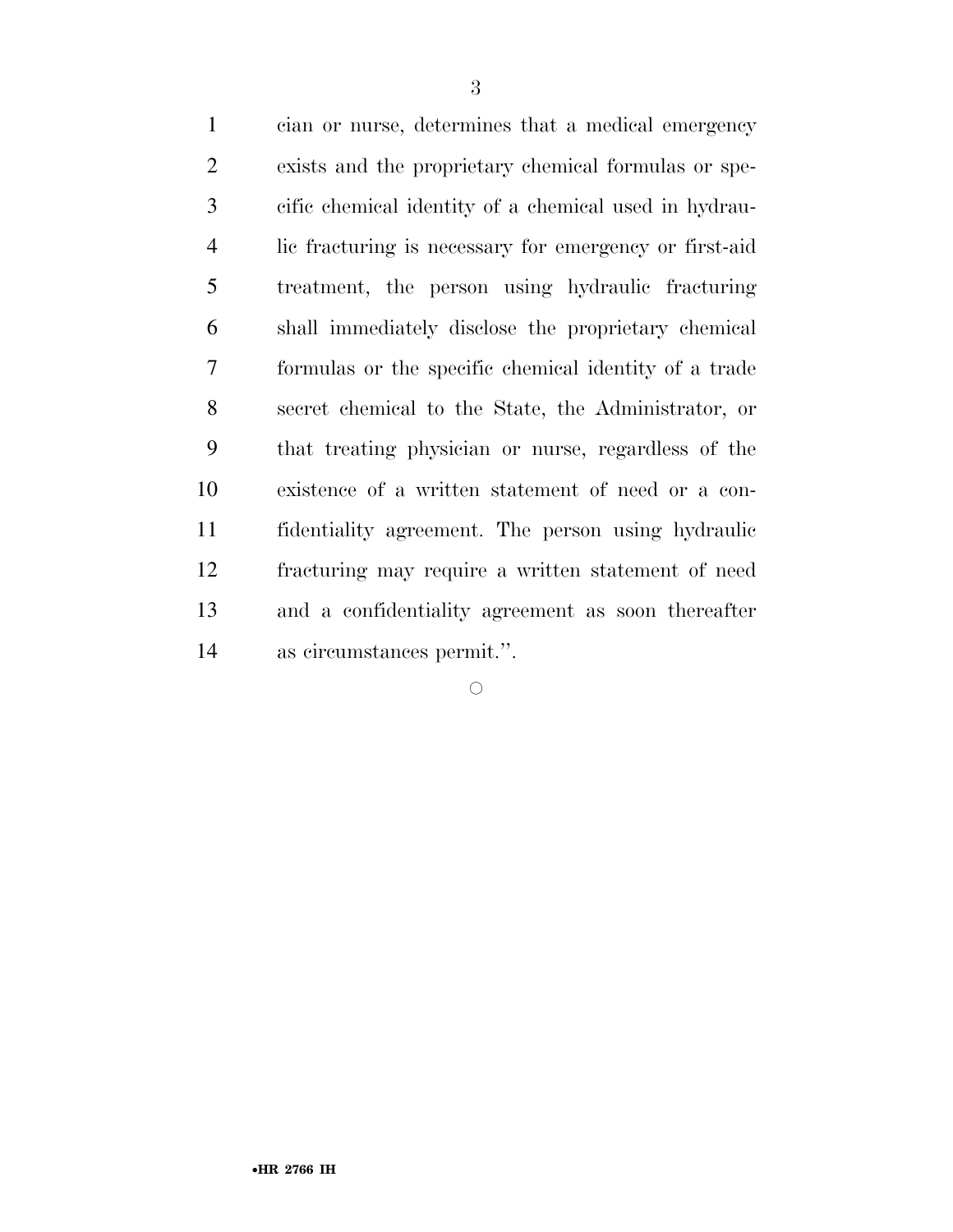cian or nurse, determines that a medical emergency exists and the proprietary chemical formulas or specific chemical identity of a chemical used in hydraulic fracturing is necessary for emergency or first-aid treatment, the person using hydraulic fracturing shall immediately disclose the proprietary chemical formulas or the specific chemical identity of a trade secret chemical to the State, the Administrator, or that treating physician or nurse, regardless of the existence of a written statement of need or a confidentiality agreement. The person using hydraulic fracturing may require a written statement of need and a confidentiality agreement as soon thereafter as circumstances permit.''.

○